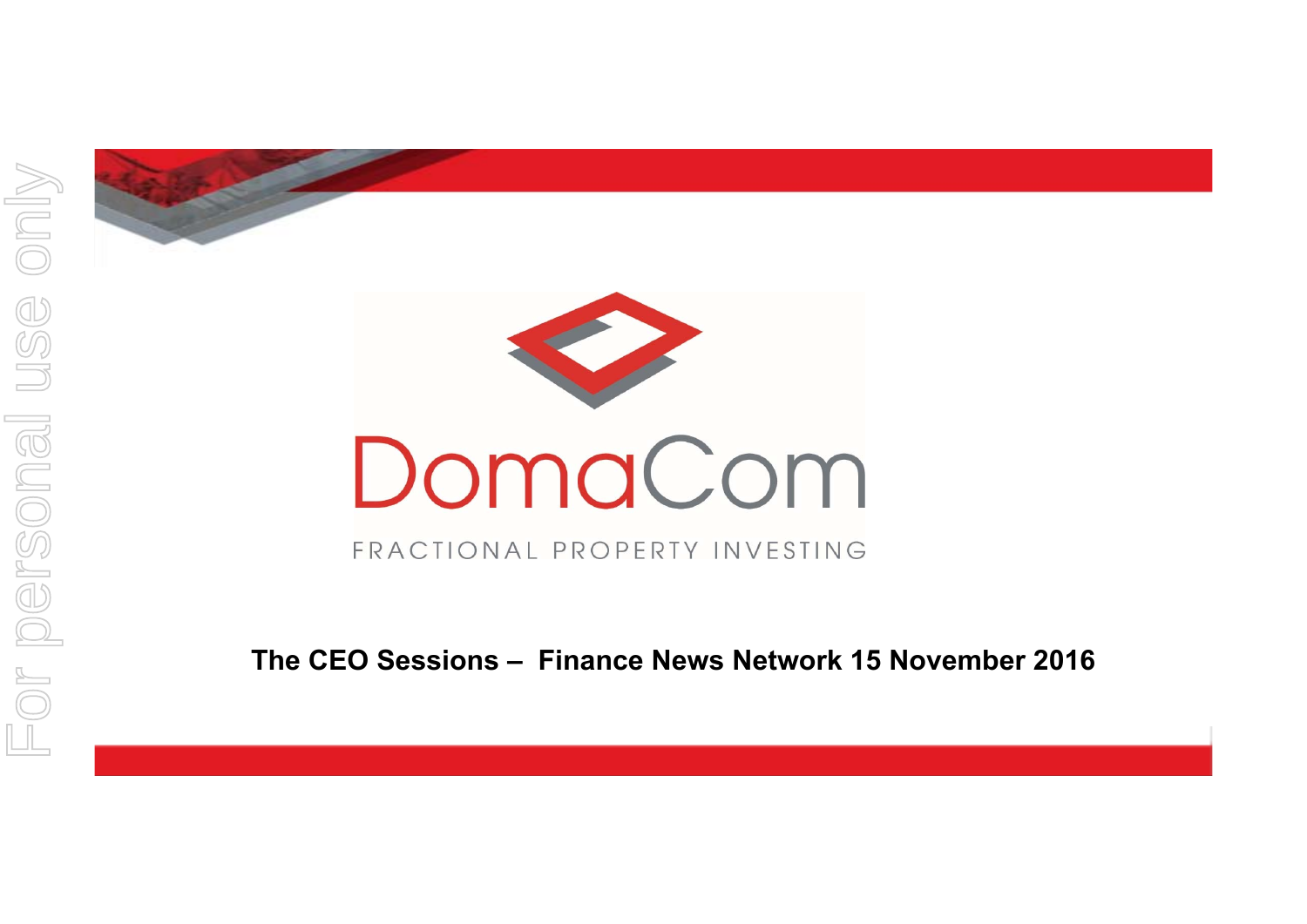# DomaCom

FRACTIONAL PROPERTY INVESTING

**The CEO Sessions – Finance News Network 15 November 2016**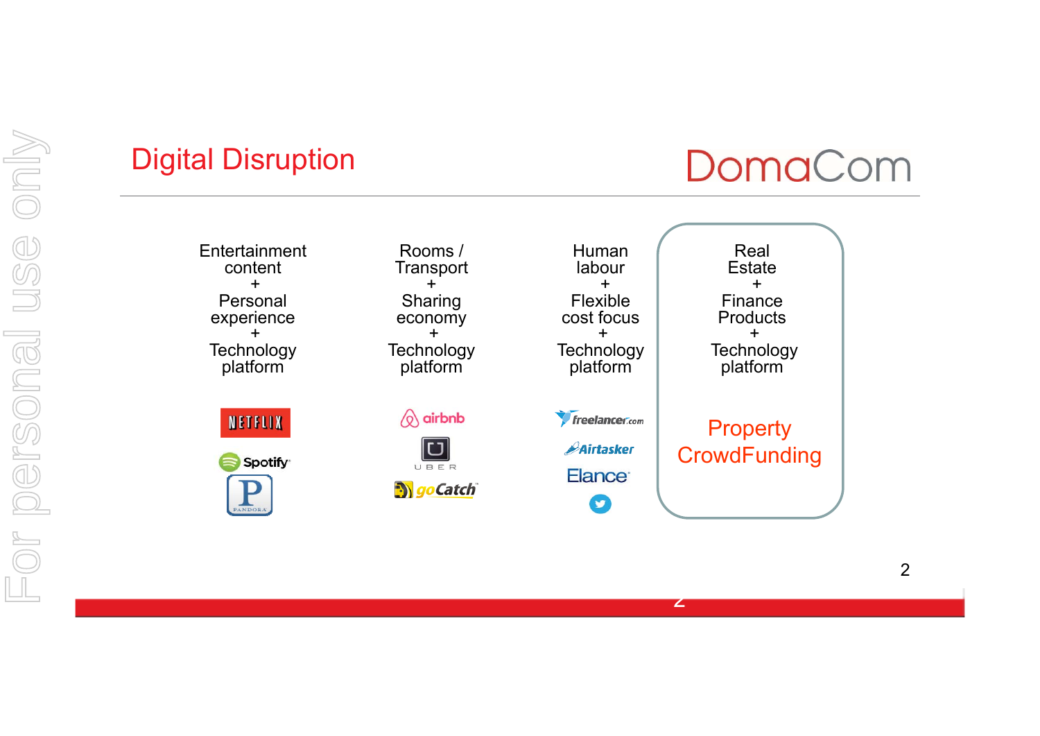# Digital Disruption

DomaCom

| Entertainment content + Personal experience + Technology platform | Rooms / Transport + Sharing economy + Technology platform | Human labour + Flexible cost focus + Technology platform | Real Estate + Finance Products + Technology platform |
|---|---|---|---|
| NETFLIX, Spotify, Pandora | airbnb, UBER, goCatch | freelancer.com, Airtasker, Elance | Property CrowdFunding |

For personal use only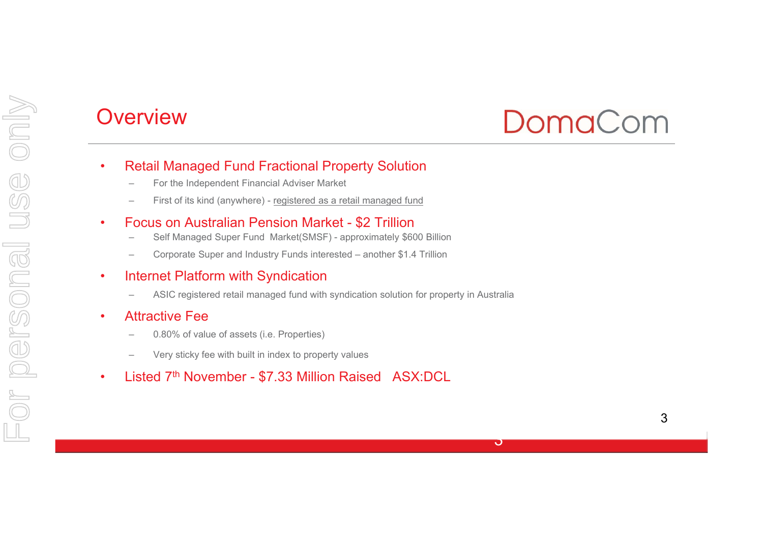# Overview

DomaCom

- Retail Managed Fund Fractional Property Solution
  - For the Independent Financial Adviser Market
  - First of its kind (anywhere) - registered as a retail managed fund
- Focus on Australian Pension Market - $2 Trillion
  - Self Managed Super Fund Market(SMSF) - approximately $600 Billion
  - Corporate Super and Industry Funds interested – another $1.4 Trillion
- Internet Platform with Syndication
  - ASIC registered retail managed fund with syndication solution for property in Australia
- Attractive Fee
  - 0.80% of value of assets (i.e. Properties)
  - Very sticky fee with built in index to property values
- Listed 7th November - $7.33 Million Raised ASX:DCL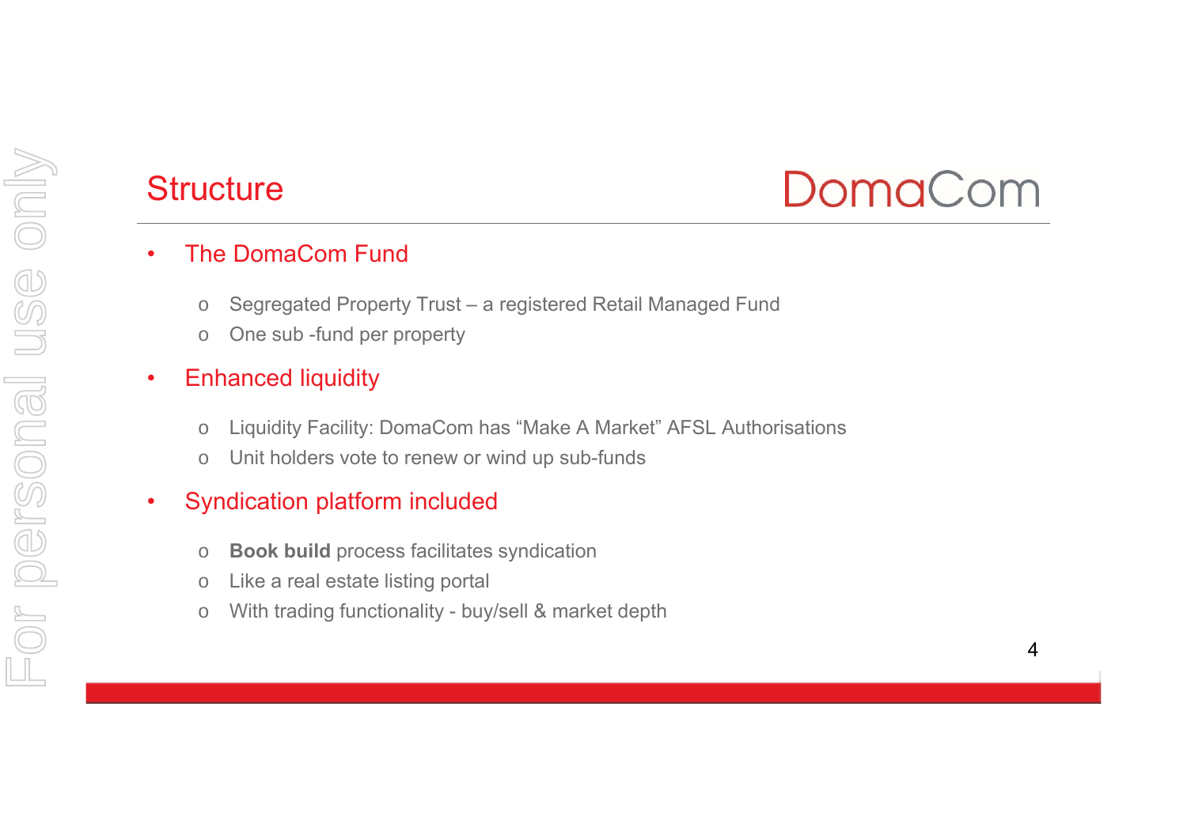# Structure

DomaCom

- **The DomaCom Fund**
  - Segregated Property Trust – a registered Retail Managed Fund
  - One sub -fund per property
- **Enhanced liquidity**
  - Liquidity Facility: DomaCom has "Make A Market" AFSL Authorisations
  - Unit holders vote to renew or wind up sub-funds
- **Syndication platform included**
  - **Book build** process facilitates syndication
  - Like a real estate listing portal
  - With trading functionality - buy/sell & market depth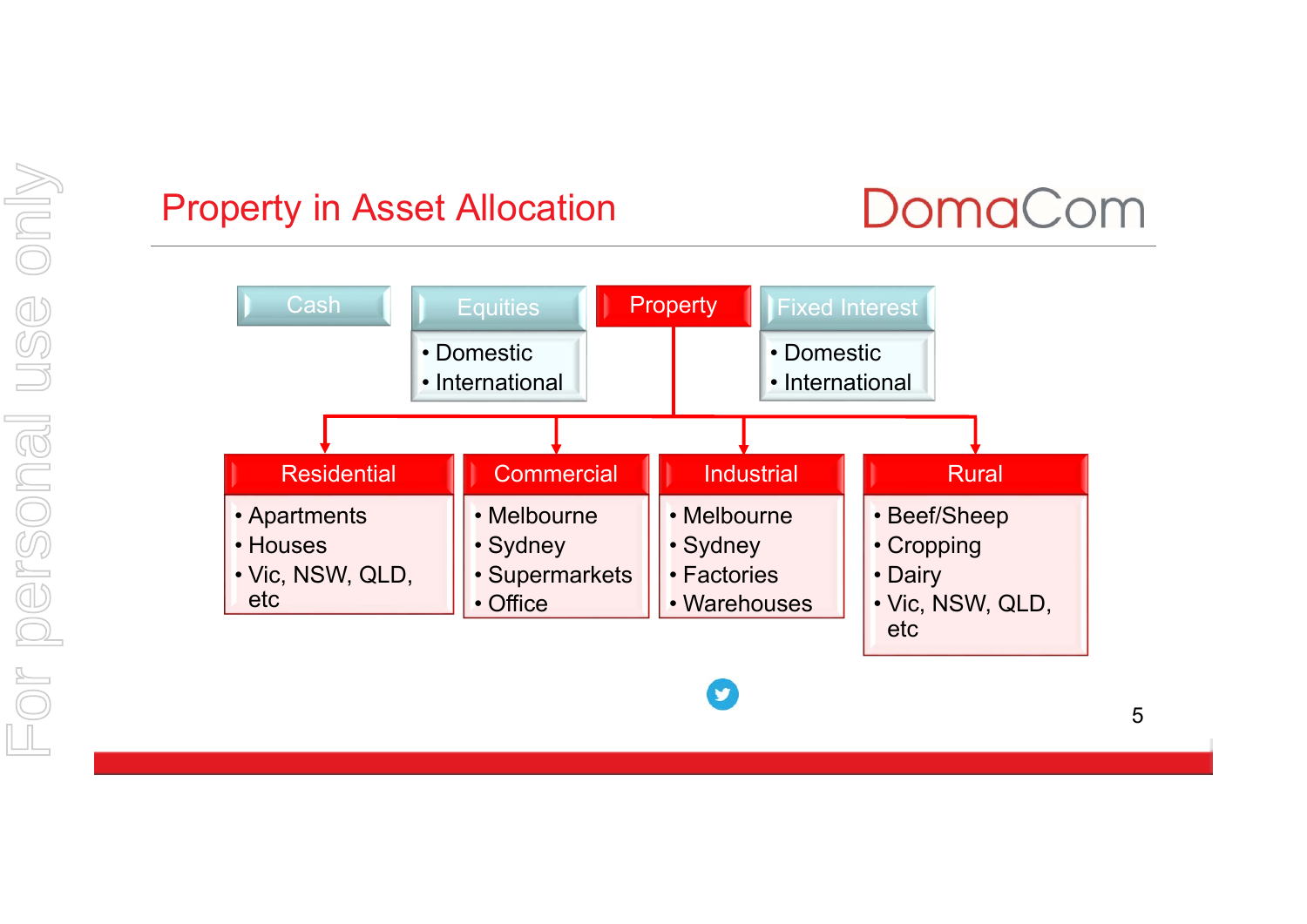# Property in Asset Allocation

DomaCom

- **Cash**
- **Equities**
  - Domestic
  - International
- **Property**
- **Fixed Interest**
  - Domestic
  - International

**Property**

- **Residential**
  - Apartments
  - Houses
  - Vic, NSW, QLD, etc
- **Commercial**
  - Melbourne
  - Sydney
  - Supermarkets
  - Office
- **Industrial**
  - Melbourne
  - Sydney
  - Factories
  - Warehouses
- **Rural**
  - Beef/Sheep
  - Cropping
  - Dairy
  - Vic, NSW, QLD, etc

For personal use only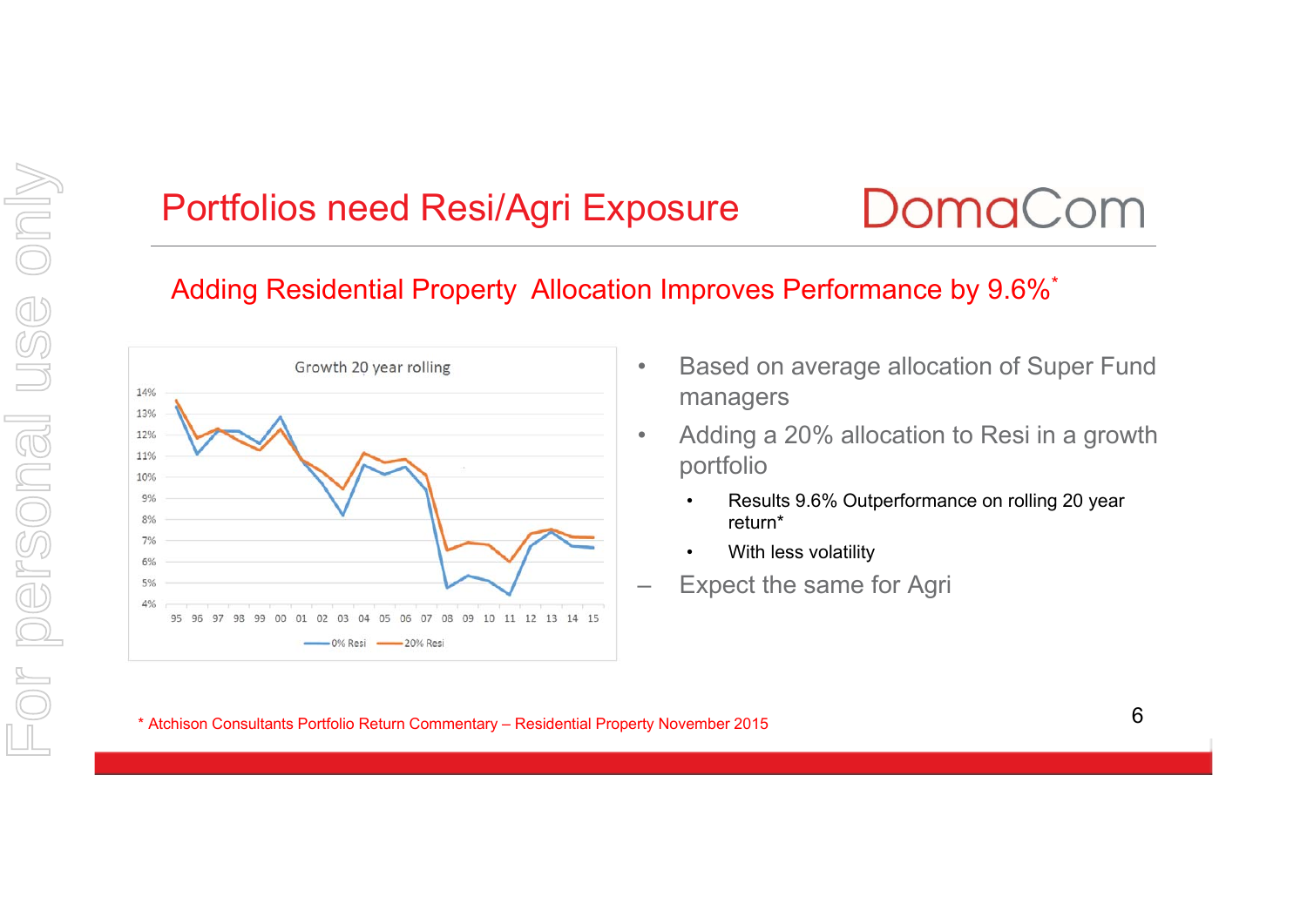# Portfolios need Resi/Agri Exposure

DomaCom

## Adding Residential Property Allocation Improves Performance by 9.6%*

Growth 20 year rolling

- Based on average allocation of Super Fund managers
- Adding a 20% allocation to Resi in a growth portfolio
  - Results 9.6% Outperformance on rolling 20 year return*
  - With less volatility
- Expect the same for Agri

\* Atchison Consultants Portfolio Return Commentary – Residential Property November 2015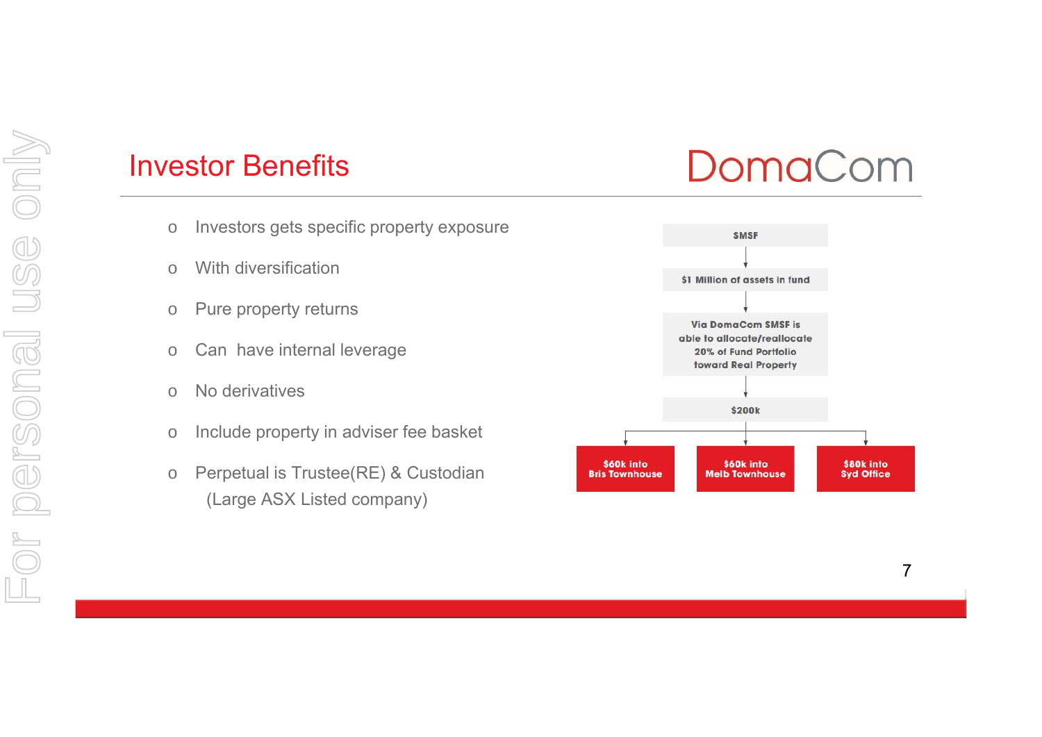# Investor Benefits

DomaCom

- Investors gets specific property exposure
- With diversification
- Pure property returns
- Can have internal leverage
- No derivatives
- Include property in adviser fee basket
- Perpetual is Trustee(RE) & Custodian
  (Large ASX Listed company)

SMSF

$1 Million of assets in fund

Via DomaCom SMSF is able to allocate/reallocate 20% of Fund Portfolio toward Real Property

$200k

$60k into Bris Townhouse

$60k into Melb Townhouse

$80k into Syd Office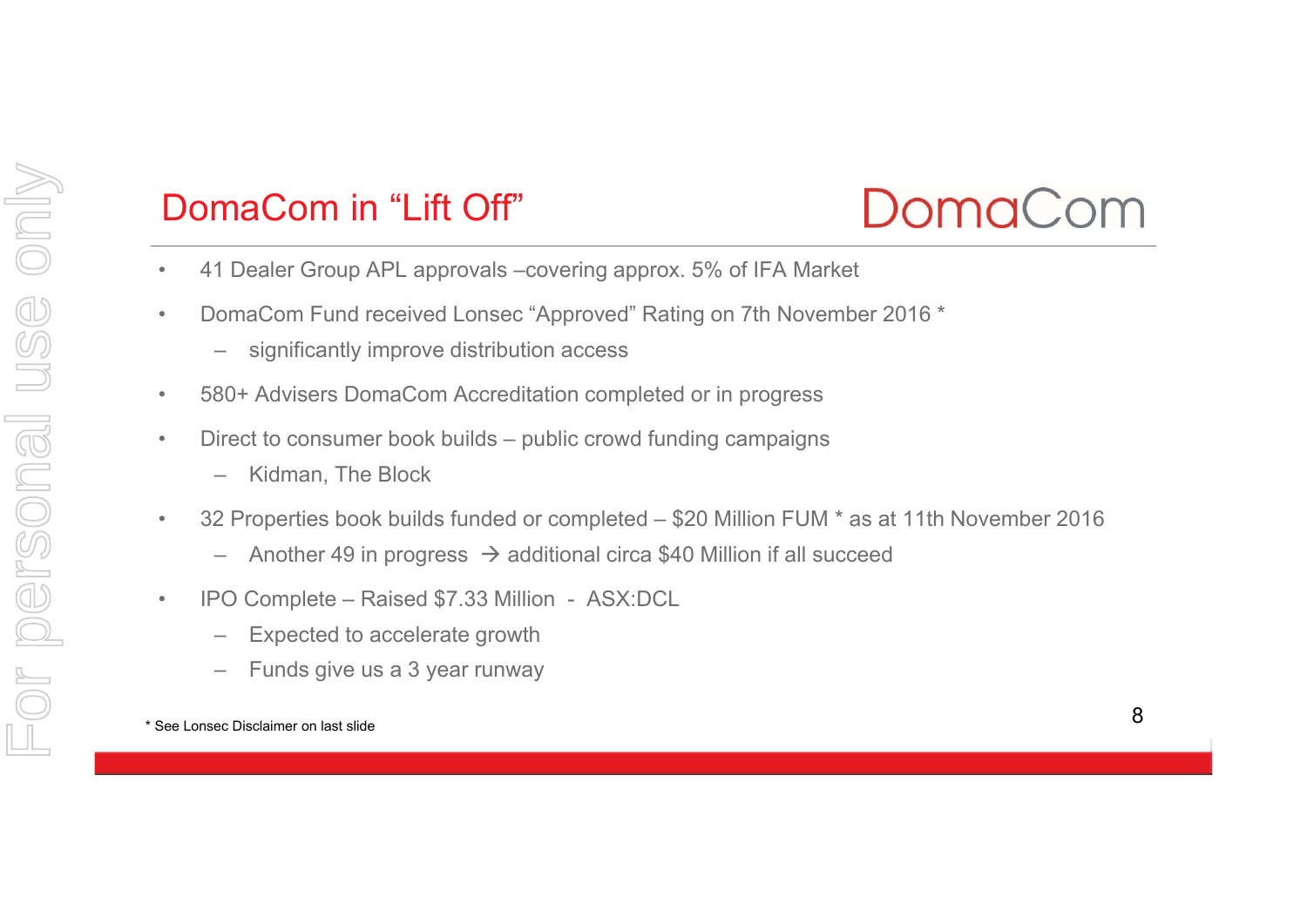# DomaCom in “Lift Off”

DomaCom

- 41 Dealer Group APL approvals –covering approx. 5% of IFA Market
- DomaCom Fund received Lonsec “Approved” Rating on 7th November 2016 *
  - significantly improve distribution access
- 580+ Advisers DomaCom Accreditation completed or in progress
- Direct to consumer book builds – public crowd funding campaigns
  - Kidman, The Block
- 32 Properties book builds funded or completed – $20 Million FUM * as at 11th November 2016
  - Another 49 in progress → additional circa $40 Million if all succeed
- IPO Complete – Raised $7.33 Million - ASX:DCL
  - Expected to accelerate growth
  - Funds give us a 3 year runway

* See Lonsec Disclaimer on last slide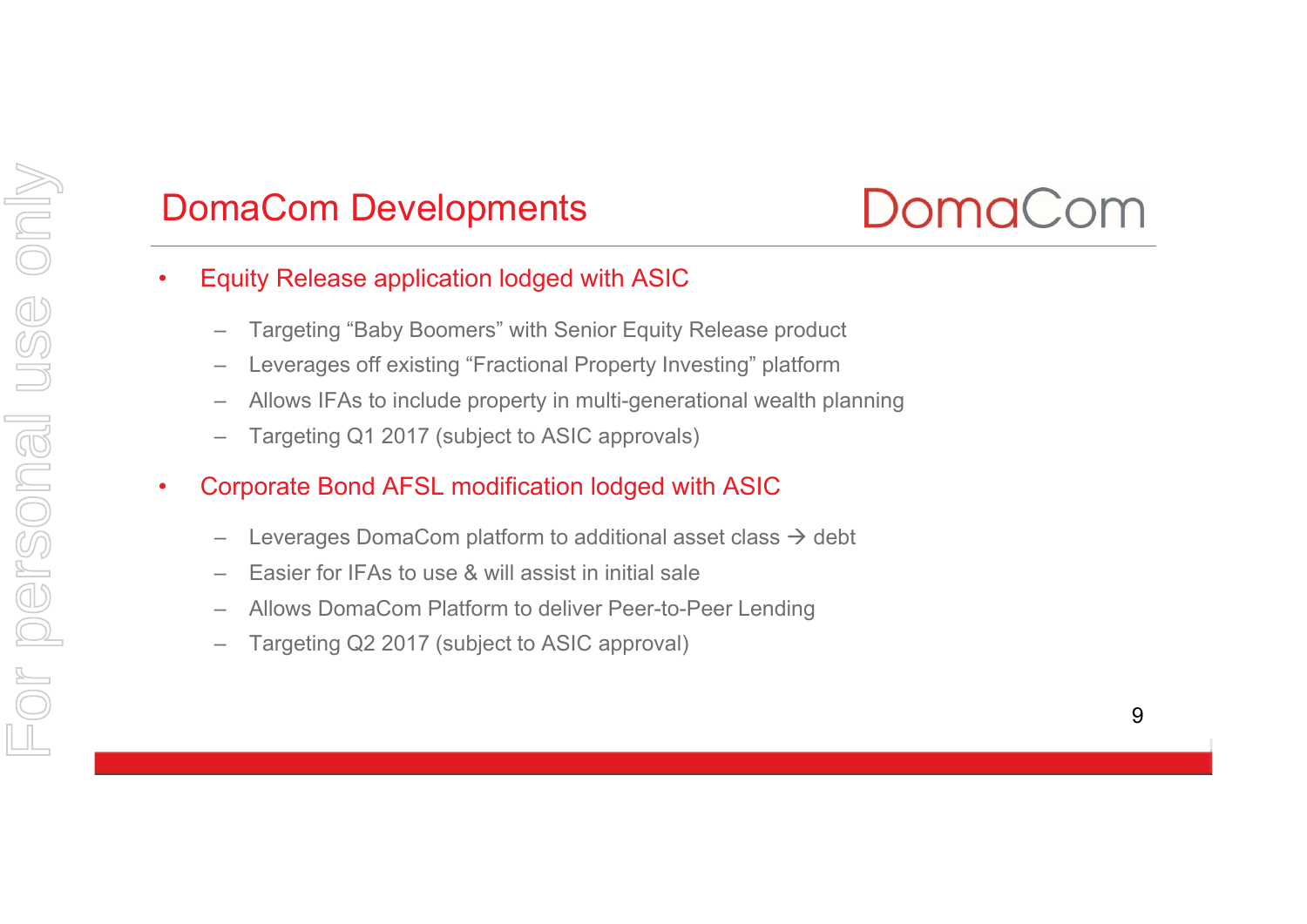# DomaCom Developments

- Equity Release application lodged with ASIC
  - Targeting "Baby Boomers" with Senior Equity Release product
  - Leverages off existing "Fractional Property Investing" platform
  - Allows IFAs to include property in multi-generational wealth planning
  - Targeting Q1 2017 (subject to ASIC approvals)
- Corporate Bond AFSL modification lodged with ASIC
  - Leverages DomaCom platform to additional asset class → debt
  - Easier for IFAs to use & will assist in initial sale
  - Allows DomaCom Platform to deliver Peer-to-Peer Lending
  - Targeting Q2 2017 (subject to ASIC approval)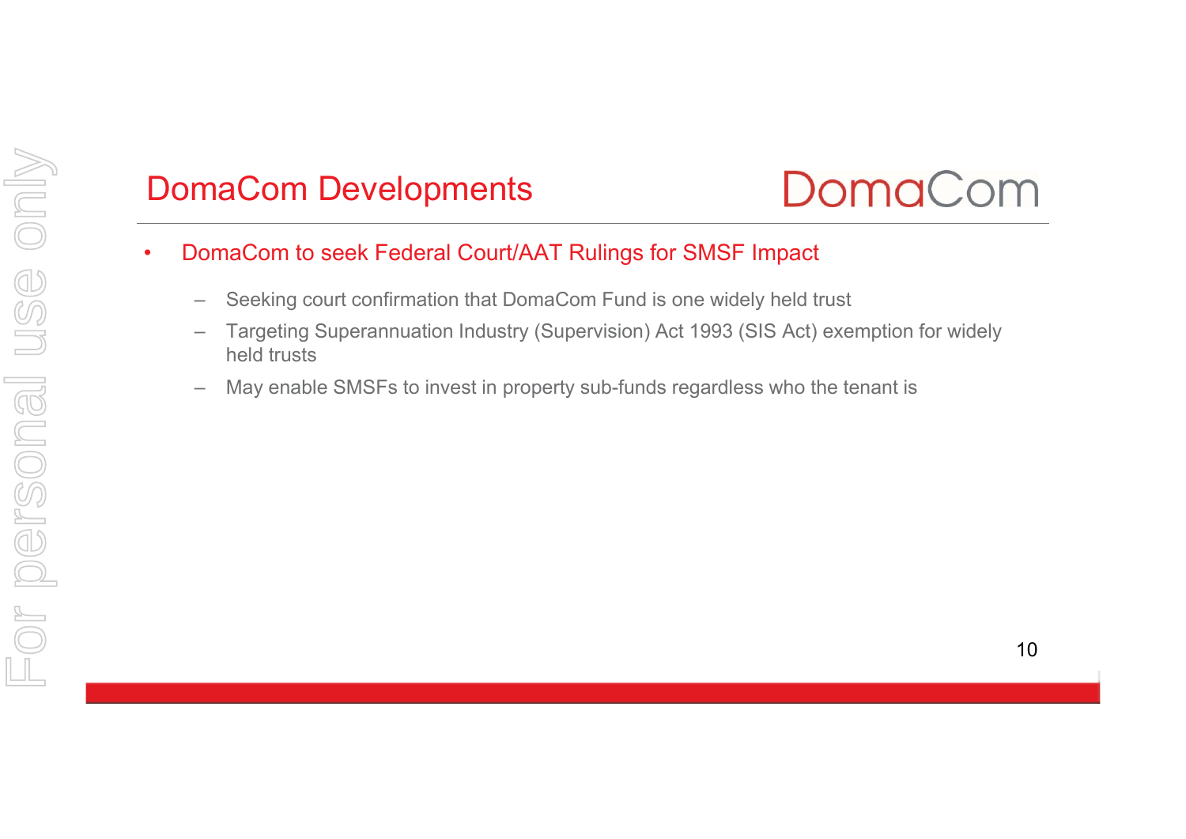## DomaCom Developments

DomaCom

- DomaCom to seek Federal Court/AAT Rulings for SMSF Impact
  - Seeking court confirmation that DomaCom Fund is one widely held trust
  - Targeting Superannuation Industry (Supervision) Act 1993 (SIS Act) exemption for widely held trusts
  - May enable SMSFs to invest in property sub-funds regardless who the tenant is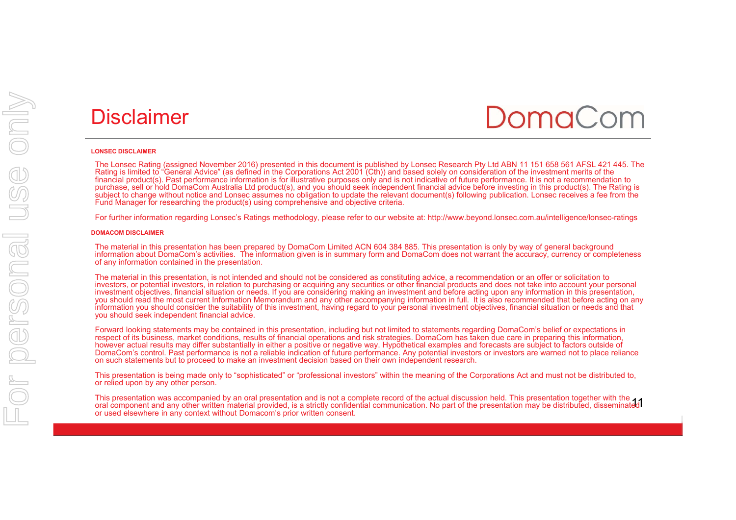# Disclaimer

DomaCom

**LONSEC DISCLAIMER**

The Lonsec Rating (assigned November 2016) presented in this document is published by Lonsec Research Pty Ltd ABN 11 151 658 561 AFSL 421 445. The Rating is limited to "General Advice" (as defined in the Corporations Act 2001 (Cth)) and based solely on consideration of the investment merits of the financial product(s). Past performance information is for illustrative purposes only and is not indicative of future performance. It is not a recommendation to purchase, sell or hold DomaCom Australia Ltd product(s), and you should seek independent financial advice before investing in this product(s). The Rating is subject to change without notice and Lonsec assumes no obligation to update the relevant document(s) following publication. Lonsec receives a fee from the Fund Manager for researching the product(s) using comprehensive and objective criteria.

For further information regarding Lonsec's Ratings methodology, please refer to our website at: http://www.beyond.lonsec.com.au/intelligence/lonsec-ratings

**DOMACOM DISCLAIMER**

The material in this presentation has been prepared by DomaCom Limited ACN 604 384 885. This presentation is only by way of general background information about DomaCom's activities. The information given is in summary form and DomaCom does not warrant the accuracy, currency or completeness of any information contained in the presentation.

The material in this presentation, is not intended and should not be considered as constituting advice, a recommendation or an offer or solicitation to investors, or potential investors, in relation to purchasing or acquiring any securities or other financial products and does not take into account your personal investment objectives, financial situation or needs. If you are considering making an investment and before acting upon any information in this presentation, you should read the most current Information Memorandum and any other accompanying information in full. It is also recommended that before acting on any information you should consider the suitability of this investment, having regard to your personal investment objectives, financial situation or needs and that you should seek independent financial advice.

Forward looking statements may be contained in this presentation, including but not limited to statements regarding DomaCom's belief or expectations in respect of its business, market conditions, results of financial operations and risk strategies. DomaCom has taken due care in preparing this information, however actual results may differ substantially in either a positive or negative way. Hypothetical examples and forecasts are subject to factors outside of DomaCom's control. Past performance is not a reliable indication of future performance. Any potential investors or investors are warned not to place reliance on such statements but to proceed to make an investment decision based on their own independent research.

This presentation is being made only to "sophisticated" or "professional investors" within the meaning of the Corporations Act and must not be distributed to, or relied upon by any other person.

This presentation was accompanied by an oral presentation and is not a complete record of the actual discussion held. This presentation together with the oral component and any other written material provided, is a strictly confidential communication. No part of the presentation may be distributed, disseminated or used elsewhere in any context without Domacom's prior written consent.